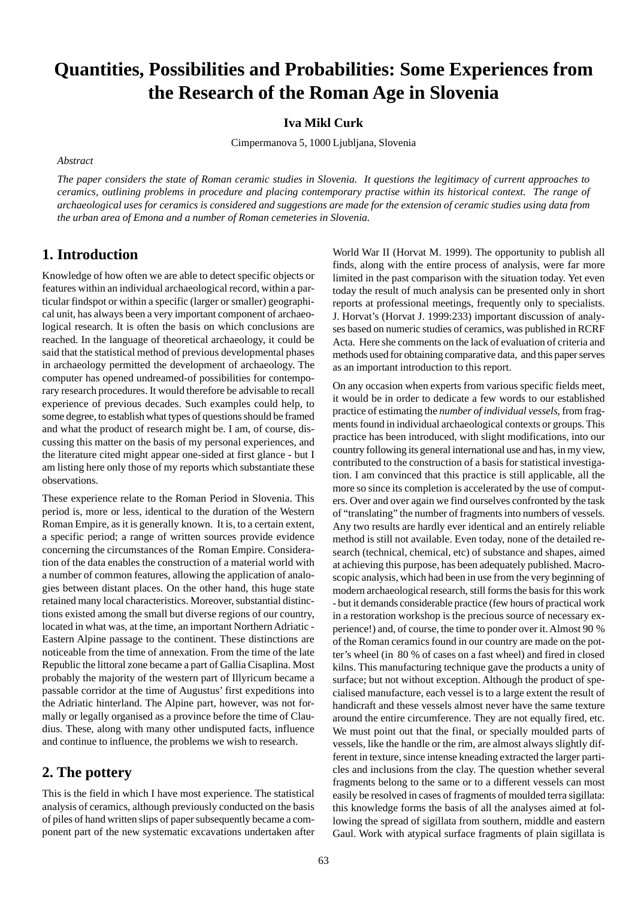# Quantities, Possibilities and Probabilities: Some Experiences from the Research of the Roman Age in Slovenia

**Iva Mikl Curk**

Cimpermanova 5, 1000 Ljubljana, Slovenia

*Abstract*

*The paper considers the state of Roman ceramic studies in Slovenia. It questions the legitimacy of current approaches to ceramics, outlining problems in procedure and placing contemporary practise within its historical context. The range of archaeological uses for ceramics is considered and suggestions are made for the extension of ceramic studies using data from the urban area of Emona and a number of Roman cemeteries in Slovenia.*

## 1. Introduction

Knowledge of how often we are able to detect specific objects or features within an individual archaeological record, within a particular findspot or within a specific (larger or smaller) geographical unit, has always been a very important component of archaeological research. It is often the basis on which conclusions are reached. In the language of theoretical archaeology, it could be said that the statistical method of previous developmental phases in archaeology permitted the development of archaeology. The computer has opened undreamed-of possibilities for contemporary research procedures. It would therefore be advisable to recall experience of previous decades. Such examples could help, to some degree, to establish what types of questions should be framed and what the product of research might be. I am, of course, discussing this matter on the basis of my personal experiences, and the literature cited might appear one-sided at first glance - but I am listing here only those of my reports which substantiate these observations.

These experience relate to the Roman Period in Slovenia. This period is, more or less, identical to the duration of the Western Roman Empire, as it is generally known. It is, to a certain extent, a specific period; a range of written sources provide evidence concerning the circumstances of the Roman Empire. Consideration of the data enables the construction of a material world with a number of common features, allowing the application of analogies between distant places. On the other hand, this huge state retained many local characteristics. Moreover, substantial distinctions existed among the small but diverse regions of our country, located in what was, at the time, an important Northern Adriatic - Eastern Alpine passage to the continent. These distinctions are noticeable from the time of annexation. From the time of the late Republic the littoral zone became a part of Gallia Cisaplina. Most probably the majority of the western part of Illyricum became a passable corridor at the time of Augustus' first expeditions into the Adriatic hinterland. The Alpine part, however, was not formally or legally organised as a province before the time of Claudius. These, along with many other undisputed facts, influence and continue to influence, the problems we wish to research.

## 2. The pottery

This is the field in which I have most experience. The statistical analysis of ceramics, although previously conducted on the basis of piles of hand written slips of paper subsequently became a component part of the new systematic excavations undertaken after World War II (Horvat M. 1999). The opportunity to publish all finds, along with the entire process of analysis, were far more limited in the past comparison with the situation today. Yet even today the result of much analysis can be presented only in short reports at professional meetings, frequently only to specialists. J. Horvat's (Horvat J. 1999:233) important discussion of analyses based on numeric studies of ceramics, was published in RCRF Acta. Here she comments on the lack of evaluation of criteria and methods used for obtaining comparative data, and this paper serves as an important introduction to this report.

On any occasion when experts from various specific fields meet, it would be in order to dedicate a few words to our established practice of estimating the *number of individual vessels*, from fragments found in individual archaeological contexts or groups. This practice has been introduced, with slight modifications, into our country following its general international use and has, in my view, contributed to the construction of a basis for statistical investigation. I am convinced that this practice is still applicable, all the more so since its completion is accelerated by the use of computers. Over and over again we find ourselves confronted by the task of "translating" the number of fragments into numbers of vessels. Any two results are hardly ever identical and an entirely reliable method is still not available. Even today, none of the detailed research (technical, chemical, etc) of substance and shapes, aimed at achieving this purpose, has been adequately published. Macroscopic analysis, which had been in use from the very beginning of modern archaeological research, still forms the basis for this work - but it demands considerable practice (few hours of practical work in a restoration workshop is the precious source of necessary experience!) and, of course, the time to ponder over it. Almost 90 % of the Roman ceramics found in our country are made on the potter's wheel (in 80 % of cases on a fast wheel) and fired in closed kilns. This manufacturing technique gave the products a unity of surface; but not without exception. Although the product of specialised manufacture, each vessel is to a large extent the result of handicraft and these vessels almost never have the same texture around the entire circumference. They are not equally fired, etc. We must point out that the final, or specially moulded parts of vessels, like the handle or the rim, are almost always slightly different in texture, since intense kneading extracted the larger particles and inclusions from the clay. The question whether several fragments belong to the same or to a different vessels can most easily be resolved in cases of fragments of moulded terra sigillata: this knowledge forms the basis of all the analyses aimed at following the spread of sigillata from southern, middle and eastern Gaul. Work with atypical surface fragments of plain sigillata is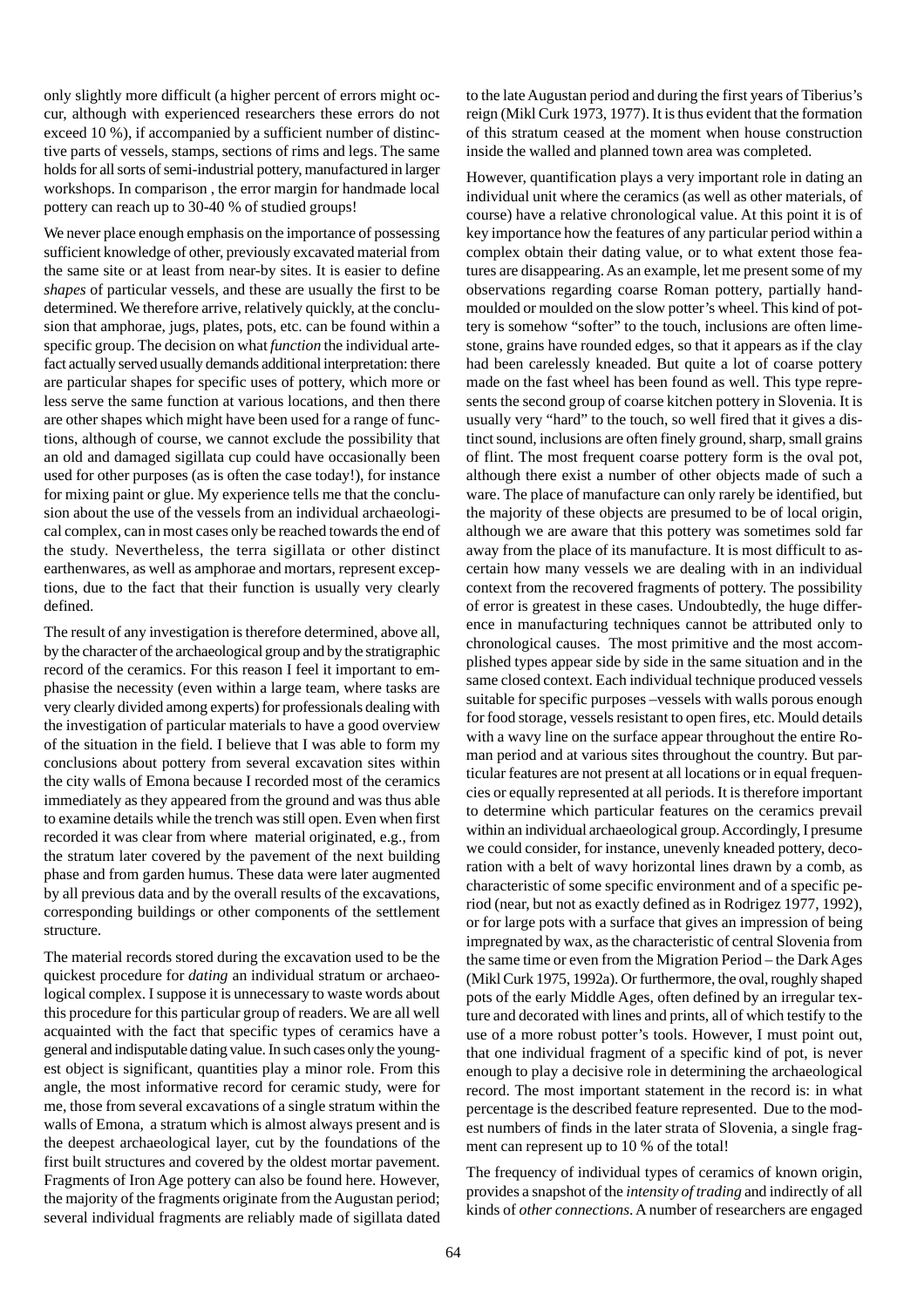only slightly more difficult (a higher percent of errors might occur, although with experienced researchers these errors do not exceed 10 %), if accompanied by a sufficient number of distinctive parts of vessels, stamps, sections of rims and legs. The same holds for all sorts of semi-industrial pottery, manufactured in larger workshops. In comparison , the error margin for handmade local pottery can reach up to 30-40 % of studied groups!

We never place enough emphasis on the importance of possessing sufficient knowledge of other, previously excavated material from the same site or at least from near-by sites. It is easier to define *shapes* of particular vessels, and these are usually the first to be determined. We therefore arrive, relatively quickly, at the conclusion that amphorae, jugs, plates, pots, etc. can be found within a specific group. The decision on what *function* the individual artefact actually served usually demands additional interpretation: there are particular shapes for specific uses of pottery, which more or less serve the same function at various locations, and then there are other shapes which might have been used for a range of functions, although of course, we cannot exclude the possibility that an old and damaged sigillata cup could have occasionally been used for other purposes (as is often the case today!), for instance for mixing paint or glue. My experience tells me that the conclusion about the use of the vessels from an individual archaeological complex, can in most cases only be reached towards the end of the study. Nevertheless, the terra sigillata or other distinct earthenwares, as well as amphorae and mortars, represent exceptions, due to the fact that their function is usually very clearly defined.

The result of any investigation is therefore determined, above all, by the character of the archaeological group and by the stratigraphic record of the ceramics. For this reason I feel it important to emphasise the necessity (even within a large team, where tasks are very clearly divided among experts) for professionals dealing with the investigation of particular materials to have a good overview of the situation in the field. I believe that I was able to form my conclusions about pottery from several excavation sites within the city walls of Emona because I recorded most of the ceramics immediately as they appeared from the ground and was thus able to examine details while the trench was still open. Even when first recorded it was clear from where material originated, e.g., from the stratum later covered by the pavement of the next building phase and from garden humus. These data were later augmented by all previous data and by the overall results of the excavations, corresponding buildings or other components of the settlement structure.

The material records stored during the excavation used to be the quickest procedure for *dating* an individual stratum or archaeological complex. I suppose it is unnecessary to waste words about this procedure for this particular group of readers. We are all well acquainted with the fact that specific types of ceramics have a general and indisputable dating value. In such cases only the youngest object is significant, quantities play a minor role. From this angle, the most informative record for ceramic study, were for me, those from several excavations of a single stratum within the walls of Emona, a stratum which is almost always present and is the deepest archaeological layer, cut by the foundations of the first built structures and covered by the oldest mortar pavement. Fragments of Iron Age pottery can also be found here. However, the majority of the fragments originate from the Augustan period; several individual fragments are reliably made of sigillata dated to the late Augustan period and during the first years of Tiberius's reign (Mikl Curk 1973, 1977). It is thus evident that the formation of this stratum ceased at the moment when house construction inside the walled and planned town area was completed.

However, quantification plays a very important role in dating an individual unit where the ceramics (as well as other materials, of course) have a relative chronological value. At this point it is of key importance how the features of any particular period within a complex obtain their dating value, or to what extent those features are disappearing. As an example, let me present some of my observations regarding coarse Roman pottery, partially handmoulded or moulded on the slow potter's wheel. This kind of pottery is somehow "softer" to the touch, inclusions are often limestone, grains have rounded edges, so that it appears as if the clay had been carelessly kneaded. But quite a lot of coarse pottery made on the fast wheel has been found as well. This type represents the second group of coarse kitchen pottery in Slovenia. It is usually very "hard" to the touch, so well fired that it gives a distinct sound, inclusions are often finely ground, sharp, small grains of flint. The most frequent coarse pottery form is the oval pot, although there exist a number of other objects made of such a ware. The place of manufacture can only rarely be identified, but the majority of these objects are presumed to be of local origin, although we are aware that this pottery was sometimes sold far away from the place of its manufacture. It is most difficult to ascertain how many vessels we are dealing with in an individual context from the recovered fragments of pottery. The possibility of error is greatest in these cases. Undoubtedly, the huge difference in manufacturing techniques cannot be attributed only to chronological causes. The most primitive and the most accomplished types appear side by side in the same situation and in the same closed context. Each individual technique produced vessels suitable for specific purposes –vessels with walls porous enough for food storage, vessels resistant to open fires, etc. Mould details with a wavy line on the surface appear throughout the entire Roman period and at various sites throughout the country. But particular features are not present at all locations or in equal frequencies or equally represented at all periods. It is therefore important to determine which particular features on the ceramics prevail within an individual archaeological group. Accordingly, I presume we could consider, for instance, unevenly kneaded pottery, decoration with a belt of wavy horizontal lines drawn by a comb, as characteristic of some specific environment and of a specific period (near, but not as exactly defined as in Rodrigez 1977, 1992), or for large pots with a surface that gives an impression of being impregnated by wax, as the characteristic of central Slovenia from the same time or even from the Migration Period – the Dark Ages (Mikl Curk 1975, 1992a). Or furthermore, the oval, roughly shaped pots of the early Middle Ages, often defined by an irregular texture and decorated with lines and prints, all of which testify to the use of a more robust potter's tools. However, I must point out, that one individual fragment of a specific kind of pot, is never enough to play a decisive role in determining the archaeological record. The most important statement in the record is: in what percentage is the described feature represented. Due to the modest numbers of finds in the later strata of Slovenia, a single fragment can represent up to 10 % of the total!

The frequency of individual types of ceramics of known origin, provides a snapshot of the *intensity of trading* and indirectly of all kinds of *other connections*. A number of researchers are engaged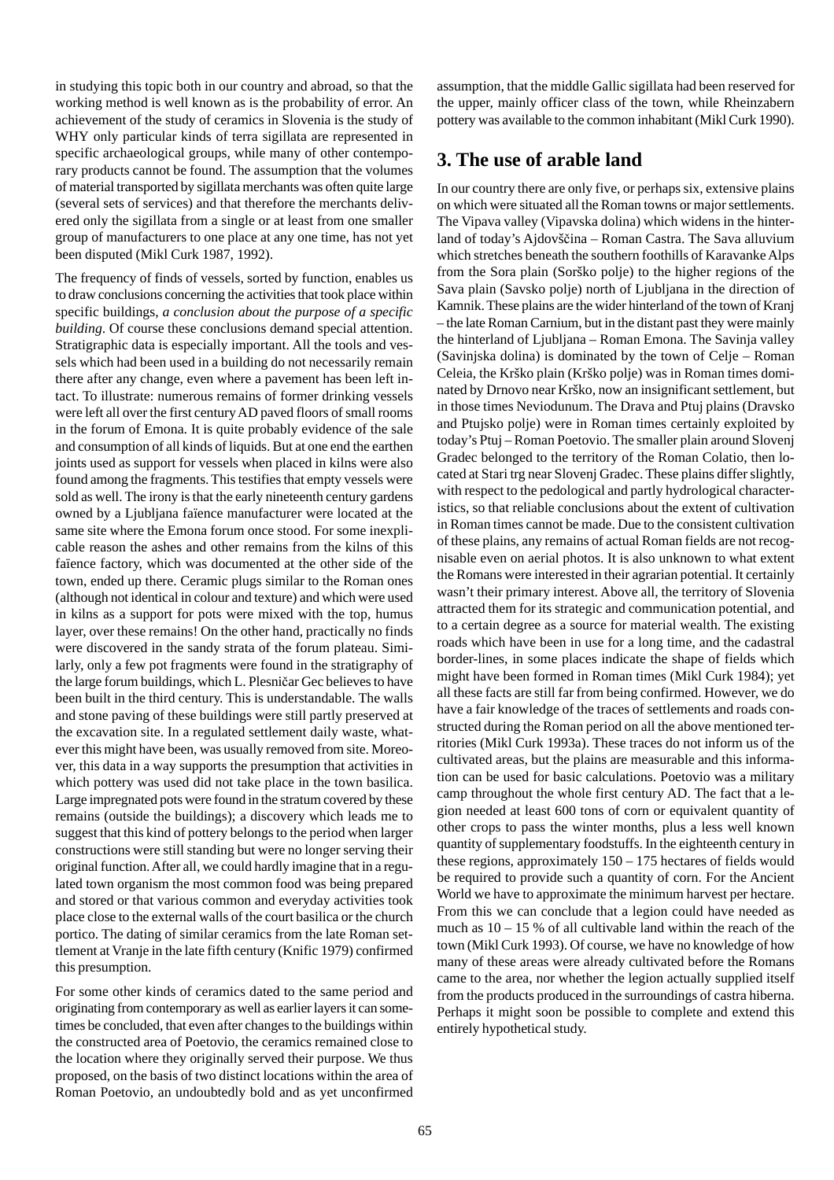in studying this topic both in our country and abroad, so that the working method is well known as is the probability of error. An achievement of the study of ceramics in Slovenia is the study of WHY only particular kinds of terra sigillata are represented in specific archaeological groups, while many of other contemporary products cannot be found. The assumption that the volumes of material transported by sigillata merchants was often quite large (several sets of services) and that therefore the merchants delivered only the sigillata from a single or at least from one smaller group of manufacturers to one place at any one time, has not yet been disputed (Mikl Curk 1987, 1992).

The frequency of finds of vessels, sorted by function, enables us to draw conclusions concerning the activities that took place within specific buildings, *a conclusion about the purpose of a specific building*. Of course these conclusions demand special attention. Stratigraphic data is especially important. All the tools and vessels which had been used in a building do not necessarily remain there after any change, even where a pavement has been left intact. To illustrate: numerous remains of former drinking vessels were left all over the first century AD paved floors of small rooms in the forum of Emona. It is quite probably evidence of the sale and consumption of all kinds of liquids. But at one end the earthen joints used as support for vessels when placed in kilns were also found among the fragments. This testifies that empty vessels were sold as well. The irony is that the early nineteenth century gardens owned by a Ljubljana faïence manufacturer were located at the same site where the Emona forum once stood. For some inexplicable reason the ashes and other remains from the kilns of this faïence factory, which was documented at the other side of the town, ended up there. Ceramic plugs similar to the Roman ones (although not identical in colour and texture) and which were used in kilns as a support for pots were mixed with the top, humus layer, over these remains! On the other hand, practically no finds were discovered in the sandy strata of the forum plateau. Similarly, only a few pot fragments were found in the stratigraphy of the large forum buildings, which L. Plesničar Gec believes to have been built in the third century. This is understandable. The walls and stone paving of these buildings were still partly preserved at the excavation site. In a regulated settlement daily waste, whatever this might have been, was usually removed from site. Moreover, this data in a way supports the presumption that activities in which pottery was used did not take place in the town basilica. Large impregnated pots were found in the stratum covered by these remains (outside the buildings); a discovery which leads me to suggest that this kind of pottery belongs to the period when larger constructions were still standing but were no longer serving their original function. After all, we could hardly imagine that in a regulated town organism the most common food was being prepared and stored or that various common and everyday activities took place close to the external walls of the court basilica or the church portico. The dating of similar ceramics from the late Roman settlement at Vranje in the late fifth century (Knific 1979) confirmed this presumption.

For some other kinds of ceramics dated to the same period and originating from contemporary as well as earlier layers it can sometimes be concluded, that even after changes to the buildings within the constructed area of Poetovio, the ceramics remained close to the location where they originally served their purpose. We thus proposed, on the basis of two distinct locations within the area of Roman Poetovio, an undoubtedly bold and as yet unconfirmed assumption, that the middle Gallic sigillata had been reserved for the upper, mainly officer class of the town, while Rheinzabern pottery was available to the common inhabitant (Mikl Curk 1990).

## 3. The use of arable land

In our country there are only five, or perhaps six, extensive plains on which were situated all the Roman towns or major settlements. The Vipava valley (Vipavska dolina) which widens in the hinterland of today's Ajdovščina – Roman Castra. The Sava alluvium which stretches beneath the southern foothills of Karavanke Alps from the Sora plain (Sorško polje) to the higher regions of the Sava plain (Savsko polje) north of Ljubljana in the direction of Kamnik. These plains are the wider hinterland of the town of Kranj – the late Roman Carnium, but in the distant past they were mainly the hinterland of Ljubljana – Roman Emona. The Savinja valley (Savinjska dolina) is dominated by the town of Celje – Roman Celeia, the Krško plain (Krško polje) was in Roman times dominated by Drnovo near Krško, now an insignificant settlement, but in those times Neviodunum. The Drava and Ptuj plains (Dravsko and Ptujsko polje) were in Roman times certainly exploited by today's Ptuj – Roman Poetovio. The smaller plain around Slovenj Gradec belonged to the territory of the Roman Colatio, then located at Stari trg near Slovenj Gradec. These plains differ slightly, with respect to the pedological and partly hydrological characteristics, so that reliable conclusions about the extent of cultivation in Roman times cannot be made. Due to the consistent cultivation of these plains, any remains of actual Roman fields are not recognisable even on aerial photos. It is also unknown to what extent the Romans were interested in their agrarian potential. It certainly wasn't their primary interest. Above all, the territory of Slovenia attracted them for its strategic and communication potential, and to a certain degree as a source for material wealth. The existing roads which have been in use for a long time, and the cadastral border-lines, in some places indicate the shape of fields which might have been formed in Roman times (Mikl Curk 1984); yet all these facts are still far from being confirmed. However, we do have a fair knowledge of the traces of settlements and roads constructed during the Roman period on all the above mentioned territories (Mikl Curk 1993a). These traces do not inform us of the cultivated areas, but the plains are measurable and this information can be used for basic calculations. Poetovio was a military camp throughout the whole first century AD. The fact that a legion needed at least 600 tons of corn or equivalent quantity of other crops to pass the winter months, plus a less well known quantity of supplementary foodstuffs. In the eighteenth century in these regions, approximately 150 – 175 hectares of fields would be required to provide such a quantity of corn. For the Ancient World we have to approximate the minimum harvest per hectare. From this we can conclude that a legion could have needed as much as 10 – 15 % of all cultivable land within the reach of the town (Mikl Curk 1993). Of course, we have no knowledge of how many of these areas were already cultivated before the Romans came to the area, nor whether the legion actually supplied itself from the products produced in the surroundings of castra hiberna. Perhaps it might soon be possible to complete and extend this entirely hypothetical study.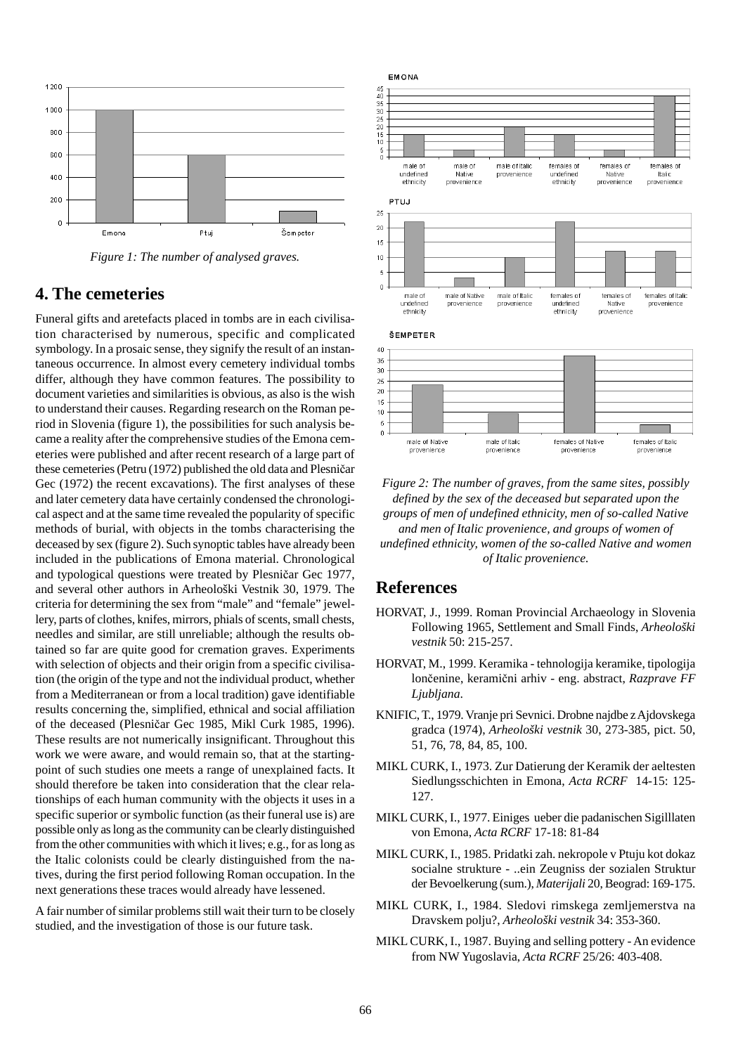Figure 1: The number of analysed graves.

## 4. The cemeteries

Funeral gifts and aretefacts placed in tombs are in each civilisation characterised by numerous, specific and complicated symbology. In a prosaic sense, they signify the result of an instantaneous occurrence. In almost every cemetery individual tombs differ, although they have common features. The possibility to document varieties and similarities is obvious, as also is the wish to understand their causes. Regarding research on the Roman period in Slovenia (figure 1), the possibilities for such analysis became a reality after the comprehensive studies of the Emona cemeteries were published and after recent research of a large part of these cemeteries (Petru (1972) published the old data and Plesničar Gec (1972) the recent excavations). The first analyses of these and later cemetery data have certainly condensed the chronological aspect and at the same time revealed the popularity of specific methods of burial, with objects in the tombs characterising the deceased by sex (figure 2). Such synoptic tables have already been included in the publications of Emona material. Chronological and typological questions were treated by Plesničar Gec 1977, and several other authors in Arheološki Vestnik 30, 1979. The criteria for determining the sex from "male" and "female" jewellery, parts of clothes, knifes, mirrors, phials of scents, small chests, needles and similar, are still unreliable; although the results obtained so far are quite good for cremation graves. Experiments with selection of objects and their origin from a specific civilisation (the origin of the type and not the individual product, whether from a Mediterranean or from a local tradition) gave identifiable results concerning the, simplified, ethnical and social affiliation of the deceased (Plesničar Gec 1985, Mikl Curk 1985, 1996). These results are not numerically insignificant. Throughout this work we were aware, and would remain so, that at the starting-point of such studies one meets a range of unexplained facts. It should therefore be taken into consideration that the clear relationships of each human community with the objects it uses in a specific superior or symbolic function (as their funeral use is) are possible only as long as the community can be clearly distinguished from the other communities with which it lives; e.g., for as long as the Italic colonists could be clearly distinguished from the natives, during the first period following Roman occupation. In the next generations these traces would already have lessened.

A fair number of similar problems still wait their turn to be closely studied, and the investigation of those is our future task.

Figure 2: The number of graves, from the same sites, possibly defined by the sex of the deceased but separated upon the groups of men of undefined ethnicity, men of so-called Native and men of Italic provenience, and groups of women of undefined ethnicity, women of the so-called Native and women of Italic provenience.

## References

HORVAT, J., 1999. Roman Provincial Archaeology in Slovenia Following 1965, Settlement and Small Finds, *Arheološki vestnik* 50: 215-257.

HORVAT, M., 1999. Keramika - tehnologija keramike, tipologija lončenine, keramični arhiv - eng. abstract, *Razprave FF Ljubljana*.

KNIFIC, T., 1979. Vranje pri Sevnici. Drobne najdbe z Ajdovskega gradca (1974), *Arheološki vestnik* 30, 273-385, pict. 50, 51, 76, 78, 84, 85, 100.

MIKL CURK, I., 1973. Zur Datierung der Keramik der aeltesten Siedlungsschichten in Emona, *Acta RCRF* 14-15: 125-127.

MIKL CURK, I., 1977. Einiges ueber die padanischen Sigilllaten von Emona, *Acta RCRF* 17-18: 81-84

MIKL CURK, I., 1985. Pridatki zah. nekropole v Ptuju kot dokaz socialne strukture - ..ein Zeugniss der sozialen Struktur der Bevoelkerung (sum.), *Materijali* 20, Beograd: 169-175.

MIKL CURK, I., 1984. Sledovi rimskega zemljemerstva na Dravskem polju?, *Arheološki vestnik* 34: 353-360.

MIKL CURK, I., 1987. Buying and selling pottery - An evidence from NW Yugoslavia, *Acta RCRF* 25/26: 403-408.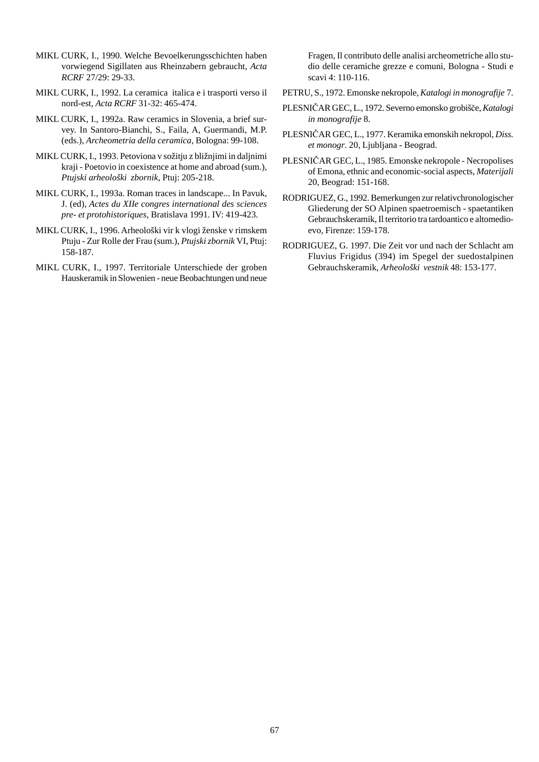MIKL CURK, I., 1990. Welche Bevoelkerungsschichten haben vorwiegend Sigillaten aus Rheinzabern gebraucht, *Acta RCRF* 27/29: 29-33.

MIKL CURK, I., 1992. La ceramica italica e i trasporti verso il nord-est, *Acta RCRF* 31-32: 465-474.

MIKL CURK, I., 1992a. Raw ceramics in Slovenia, a brief survey. In Santoro-Bianchi, S., Faila, A, Guermandi, M.P. (eds.), *Archeometria della ceramica*, Bologna: 99-108.

MIKL CURK, I., 1993. Petoviona v sožitju z bližnjimi in daljnimi kraji - Poetovio in coexistence at home and abroad (sum.), *Ptujski arheološki zbornik*, Ptuj: 205-218.

MIKL CURK, I., 1993a. Roman traces in landscape... In Pavuk, J. (ed), *Actes du XIIe congres international des sciences pre- et protohistoriques*, Bratislava 1991. IV: 419-423.

MIKL CURK, I., 1996. Arheološki vir k vlogi ženske v rimskem Ptuju - Zur Rolle der Frau (sum.), *Ptujski zbornik* VI, Ptuj: 158-187.

MIKL CURK, I., 1997. Territoriale Unterschiede der groben Hauskeramik in Slowenien - neue Beobachtungen und neue Fragen, Il contributo delle analisi archeometriche allo studio delle ceramiche grezze e comuni, Bologna - Studi e scavi 4: 110-116.

PETRU, S., 1972. Emonske nekropole, *Katalogi in monografije* 7.

PLESNIČAR GEC, L., 1972. Severno emonsko grobišče, *Katalogi in monografije* 8.

PLESNIČAR GEC, L., 1977. Keramika emonskih nekropol, *Diss. et monogr*. 20, Ljubljana - Beograd.

PLESNIČAR GEC, L., 1985. Emonske nekropole - Necropolises of Emona, ethnic and economic-social aspects, *Materijali* 20, Beograd: 151-168.

RODRIGUEZ, G., 1992. Bemerkungen zur relativchronologischer Gliederung der SO Alpinen spaetroemisch - spaetantiken Gebrauchskeramik, Il territorio tra tardoantico e altomedioevo, Firenze: 159-178.

RODRIGUEZ, G. 1997. Die Zeit vor und nach der Schlacht am Fluvius Frigidus (394) im Spegel der suedostalpinen Gebrauchskeramik, *Arheološki vestnik* 48: 153-177.